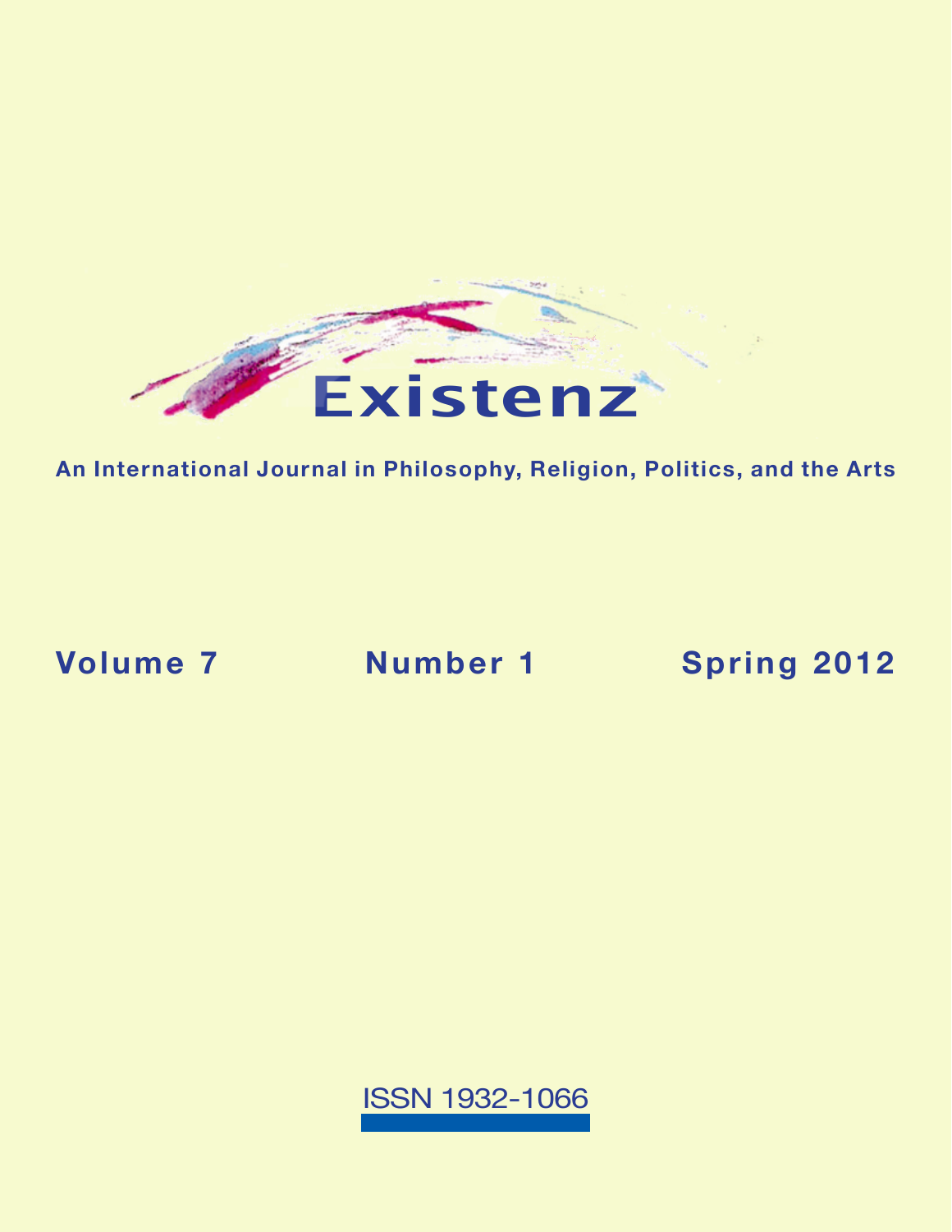# Existenz

**An International Journal in Philosophy, Religion, Politics, and the Arts**

**Volume 7** **Number 1** **Spring 2012**

ISSN 1932-1066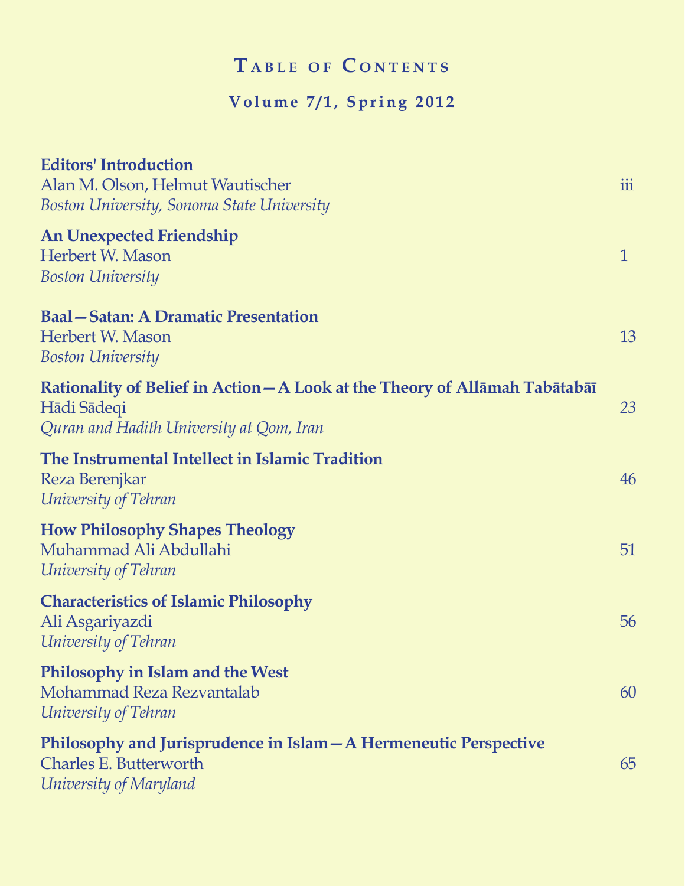# Table of Contents

## Volume 7/1, Spring 2012

**Editors' Introduction**
Alan M. Olson, Helmut Wautischer — iii
*Boston University, Sonoma State University*

**An Unexpected Friendship**
Herbert W. Mason — 1
*Boston University*

**Baal—Satan: A Dramatic Presentation**
Herbert W. Mason — 13
*Boston University*

**Rationality of Belief in Action—A Look at the Theory of Allāmah Tabātabāī**
Hādi Sādeqi — 23
*Quran and Hadith University at Qom, Iran*

**The Instrumental Intellect in Islamic Tradition**
Reza Berenjkar — 46
*University of Tehran*

**How Philosophy Shapes Theology**
Muhammad Ali Abdullahi — 51
*University of Tehran*

**Characteristics of Islamic Philosophy**
Ali Asgariyazdi — 56
*University of Tehran*

**Philosophy in Islam and the West**
Mohammad Reza Rezvantalab — 60
*University of Tehran*

**Philosophy and Jurisprudence in Islam—A Hermeneutic Perspective**
Charles E. Butterworth — 65
*University of Maryland*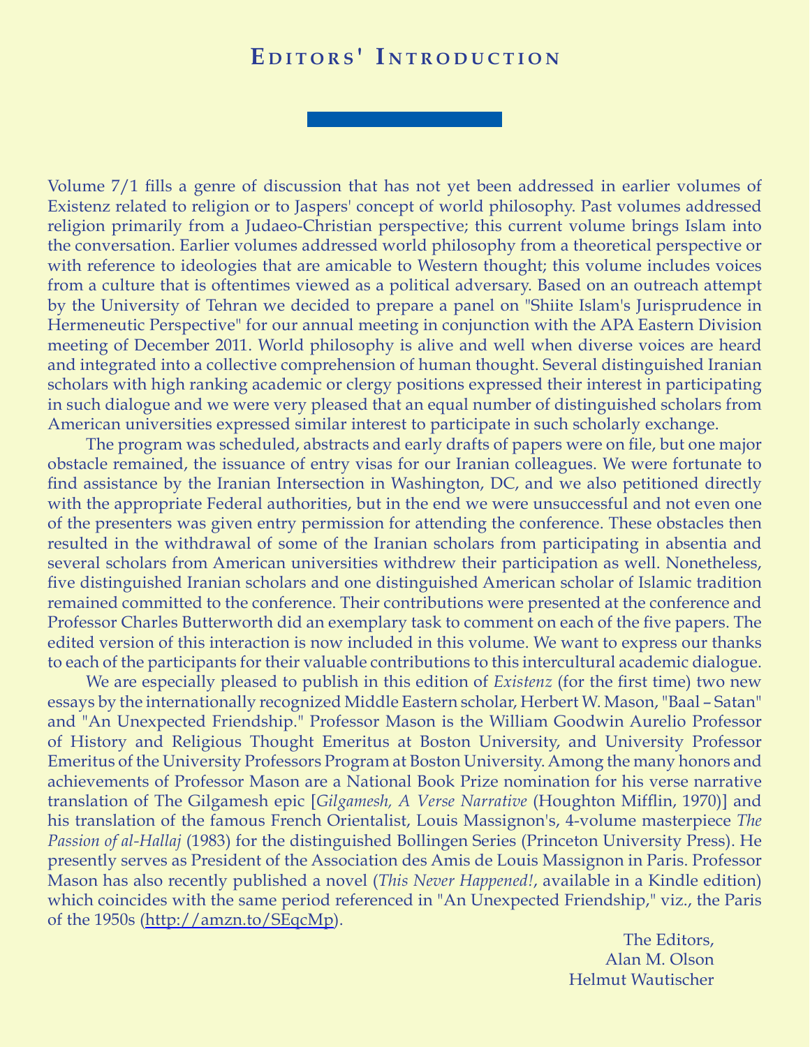# Editors' Introduction

Volume 7/1 fills a genre of discussion that has not yet been addressed in earlier volumes of Existenz related to religion or to Jaspers' concept of world philosophy. Past volumes addressed religion primarily from a Judaeo-Christian perspective; this current volume brings Islam into the conversation. Earlier volumes addressed world philosophy from a theoretical perspective or with reference to ideologies that are amicable to Western thought; this volume includes voices from a culture that is oftentimes viewed as a political adversary. Based on an outreach attempt by the University of Tehran we decided to prepare a panel on "Shiite Islam's Jurisprudence in Hermeneutic Perspective" for our annual meeting in conjunction with the APA Eastern Division meeting of December 2011. World philosophy is alive and well when diverse voices are heard and integrated into a collective comprehension of human thought. Several distinguished Iranian scholars with high ranking academic or clergy positions expressed their interest in participating in such dialogue and we were very pleased that an equal number of distinguished scholars from American universities expressed similar interest to participate in such scholarly exchange.

The program was scheduled, abstracts and early drafts of papers were on file, but one major obstacle remained, the issuance of entry visas for our Iranian colleagues. We were fortunate to find assistance by the Iranian Intersection in Washington, DC, and we also petitioned directly with the appropriate Federal authorities, but in the end we were unsuccessful and not even one of the presenters was given entry permission for attending the conference. These obstacles then resulted in the withdrawal of some of the Iranian scholars from participating in absentia and several scholars from American universities withdrew their participation as well. Nonetheless, five distinguished Iranian scholars and one distinguished American scholar of Islamic tradition remained committed to the conference. Their contributions were presented at the conference and Professor Charles Butterworth did an exemplary task to comment on each of the five papers. The edited version of this interaction is now included in this volume. We want to express our thanks to each of the participants for their valuable contributions to this intercultural academic dialogue.

We are especially pleased to publish in this edition of *Existenz* (for the first time) two new essays by the internationally recognized Middle Eastern scholar, Herbert W. Mason, "Baal – Satan" and "An Unexpected Friendship." Professor Mason is the William Goodwin Aurelio Professor of History and Religious Thought Emeritus at Boston University, and University Professor Emeritus of the University Professors Program at Boston University. Among the many honors and achievements of Professor Mason are a National Book Prize nomination for his verse narrative translation of The Gilgamesh epic [*Gilgamesh, A Verse Narrative* (Houghton Mifflin, 1970)] and his translation of the famous French Orientalist, Louis Massignon's, 4-volume masterpiece *The Passion of al-Hallaj* (1983) for the distinguished Bollingen Series (Princeton University Press). He presently serves as President of the Association des Amis de Louis Massignon in Paris. Professor Mason has also recently published a novel (*This Never Happened!*, available in a Kindle edition) which coincides with the same period referenced in "An Unexpected Friendship," viz., the Paris of the 1950s (http://amzn.to/SEqcMp).

The Editors,
Alan M. Olson
Helmut Wautischer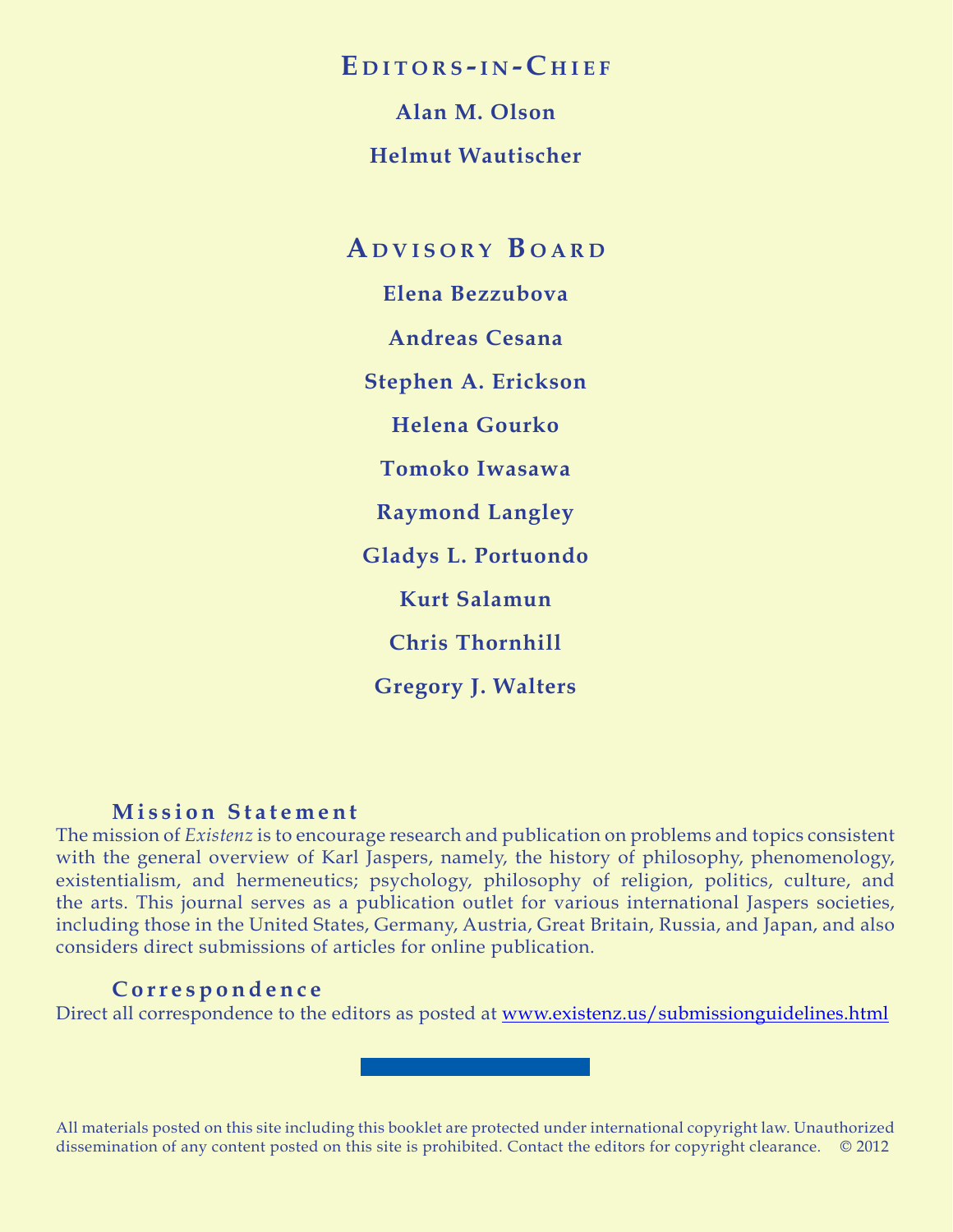## Editors-in-Chief

**Alan M. Olson**

**Helmut Wautischer**

## Advisory Board

**Elena Bezzubova**

**Andreas Cesana**

**Stephen A. Erickson**

**Helena Gourko**

**Tomoko Iwasawa**

**Raymond Langley**

**Gladys L. Portuondo**

**Kurt Salamun**

**Chris Thornhill**

**Gregory J. Walters**

### Mission Statement

The mission of *Existenz* is to encourage research and publication on problems and topics consistent with the general overview of Karl Jaspers, namely, the history of philosophy, phenomenology, existentialism, and hermeneutics; psychology, philosophy of religion, politics, culture, and the arts. This journal serves as a publication outlet for various international Jaspers societies, including those in the United States, Germany, Austria, Great Britain, Russia, and Japan, and also considers direct submissions of articles for online publication.

### Correspondence

Direct all correspondence to the editors as posted at www.existenz.us/submissionguidelines.html

All materials posted on this site including this booklet are protected under international copyright law. Unauthorized dissemination of any content posted on this site is prohibited. Contact the editors for copyright clearance. © 2012